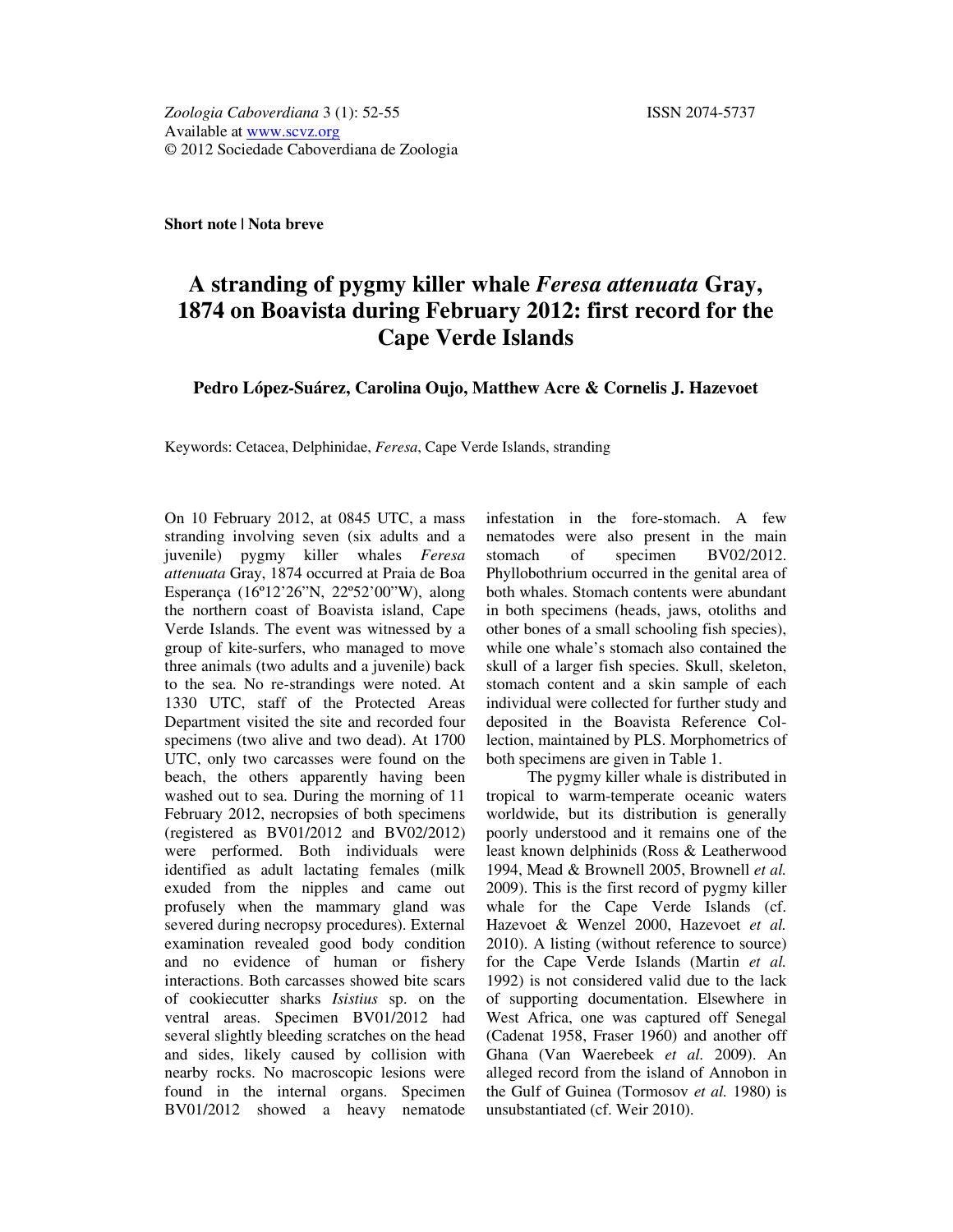*Zoologia Caboverdiana* 3 (1): 52-55
Available at www.scvz.org
© 2012 Sociedade Caboverdiana de Zoologia

ISSN 2074-5737

**Short note | Nota breve**

# A stranding of pygmy killer whale *Feresa attenuata* Gray, 1874 on Boavista during February 2012: first record for the Cape Verde Islands

**Pedro López-Suárez, Carolina Oujo, Matthew Acre & Cornelis J. Hazevoet**

Keywords: Cetacea, Delphinidae, *Feresa*, Cape Verde Islands, stranding

On 10 February 2012, at 0845 UTC, a mass stranding involving seven (six adults and a juvenile) pygmy killer whales *Feresa attenuata* Gray, 1874 occurred at Praia de Boa Esperança (16º12'26"N, 22º52'00"W), along the northern coast of Boavista island, Cape Verde Islands. The event was witnessed by a group of kite-surfers, who managed to move three animals (two adults and a juvenile) back to the sea. No re-strandings were noted. At 1330 UTC, staff of the Protected Areas Department visited the site and recorded four specimens (two alive and two dead). At 1700 UTC, only two carcasses were found on the beach, the others apparently having been washed out to sea. During the morning of 11 February 2012, necropsies of both specimens (registered as BV01/2012 and BV02/2012) were performed. Both individuals were identified as adult lactating females (milk exuded from the nipples and came out profusely when the mammary gland was severed during necropsy procedures). External examination revealed good body condition and no evidence of human or fishery interactions. Both carcasses showed bite scars of cookiecutter sharks *Isistius* sp. on the ventral areas. Specimen BV01/2012 had several slightly bleeding scratches on the head and sides, likely caused by collision with nearby rocks. No macroscopic lesions were found in the internal organs. Specimen BV01/2012 showed a heavy nematode infestation in the fore-stomach. A few nematodes were also present in the main stomach of specimen BV02/2012. Phyllobothrium occurred in the genital area of both whales. Stomach contents were abundant in both specimens (heads, jaws, otoliths and other bones of a small schooling fish species), while one whale's stomach also contained the skull of a larger fish species. Skull, skeleton, stomach content and a skin sample of each individual were collected for further study and deposited in the Boavista Reference Collection, maintained by PLS. Morphometrics of both specimens are given in Table 1.

The pygmy killer whale is distributed in tropical to warm-temperate oceanic waters worldwide, but its distribution is generally poorly understood and it remains one of the least known delphinids (Ross & Leatherwood 1994, Mead & Brownell 2005, Brownell *et al.* 2009). This is the first record of pygmy killer whale for the Cape Verde Islands (cf. Hazevoet & Wenzel 2000, Hazevoet *et al.* 2010). A listing (without reference to source) for the Cape Verde Islands (Martin *et al.* 1992) is not considered valid due to the lack of supporting documentation. Elsewhere in West Africa, one was captured off Senegal (Cadenat 1958, Fraser 1960) and another off Ghana (Van Waerebeek *et al.* 2009). An alleged record from the island of Annobon in the Gulf of Guinea (Tormosov *et al.* 1980) is unsubstantiated (cf. Weir 2010).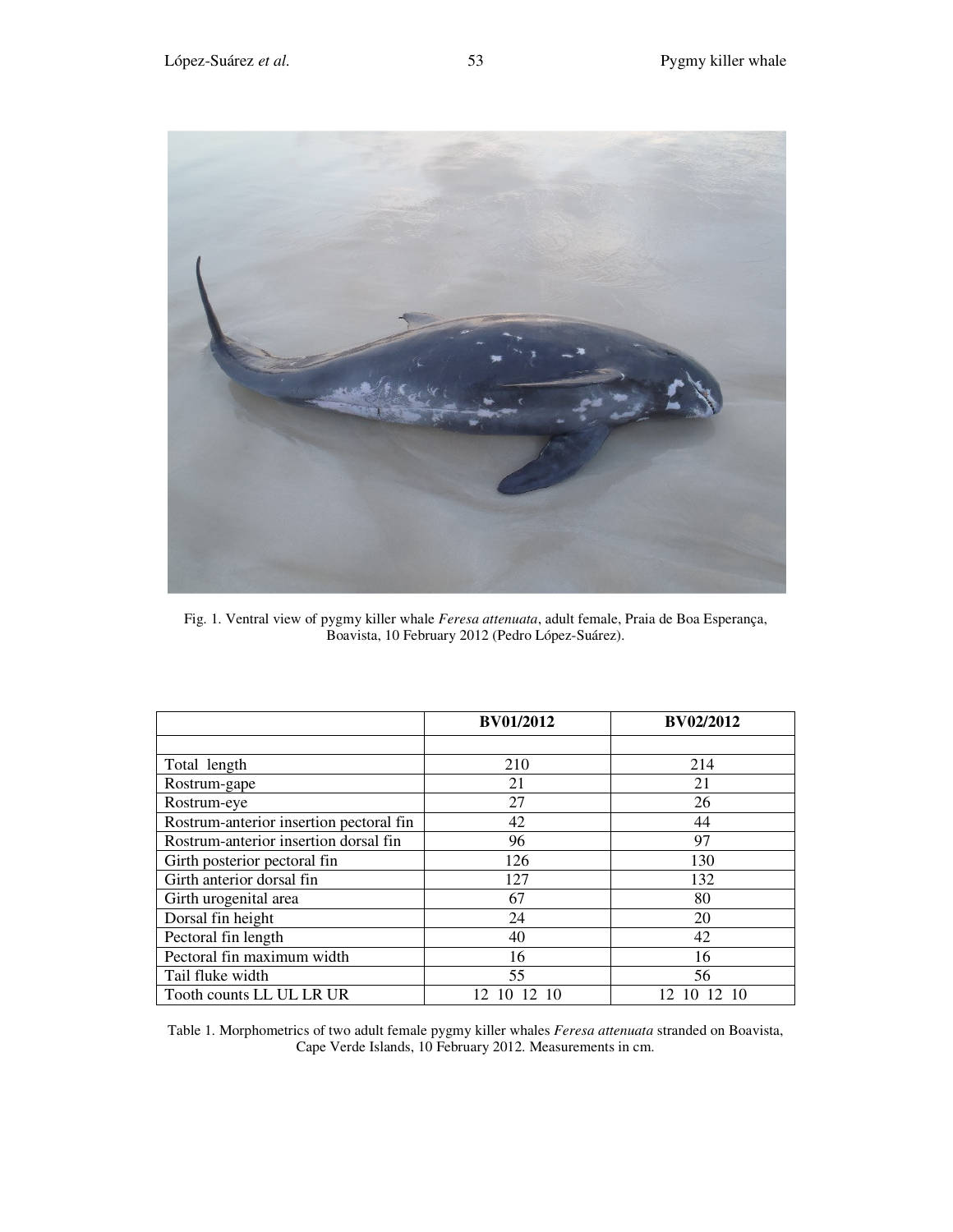Fig. 1. Ventral view of pygmy killer whale *Feresa attenuata*, adult female, Praia de Boa Esperança, Boavista, 10 February 2012 (Pedro López-Suárez).

| | BV01/2012 | BV02/2012 |
|---|---|---|
| | | |
| Total length | 210 | 214 |
| Rostrum-gape | 21 | 21 |
| Rostrum-eye | 27 | 26 |
| Rostrum-anterior insertion pectoral fin | 42 | 44 |
| Rostrum-anterior insertion dorsal fin | 96 | 97 |
| Girth posterior pectoral fin | 126 | 130 |
| Girth anterior dorsal fin | 127 | 132 |
| Girth urogenital area | 67 | 80 |
| Dorsal fin height | 24 | 20 |
| Pectoral fin length | 40 | 42 |
| Pectoral fin maximum width | 16 | 16 |
| Tail fluke width | 55 | 56 |
| Tooth counts LL UL LR UR | 12 10 12 10 | 12 10 12 10 |

Table 1. Morphometrics of two adult female pygmy killer whales *Feresa attenuata* stranded on Boavista, Cape Verde Islands, 10 February 2012. Measurements in cm.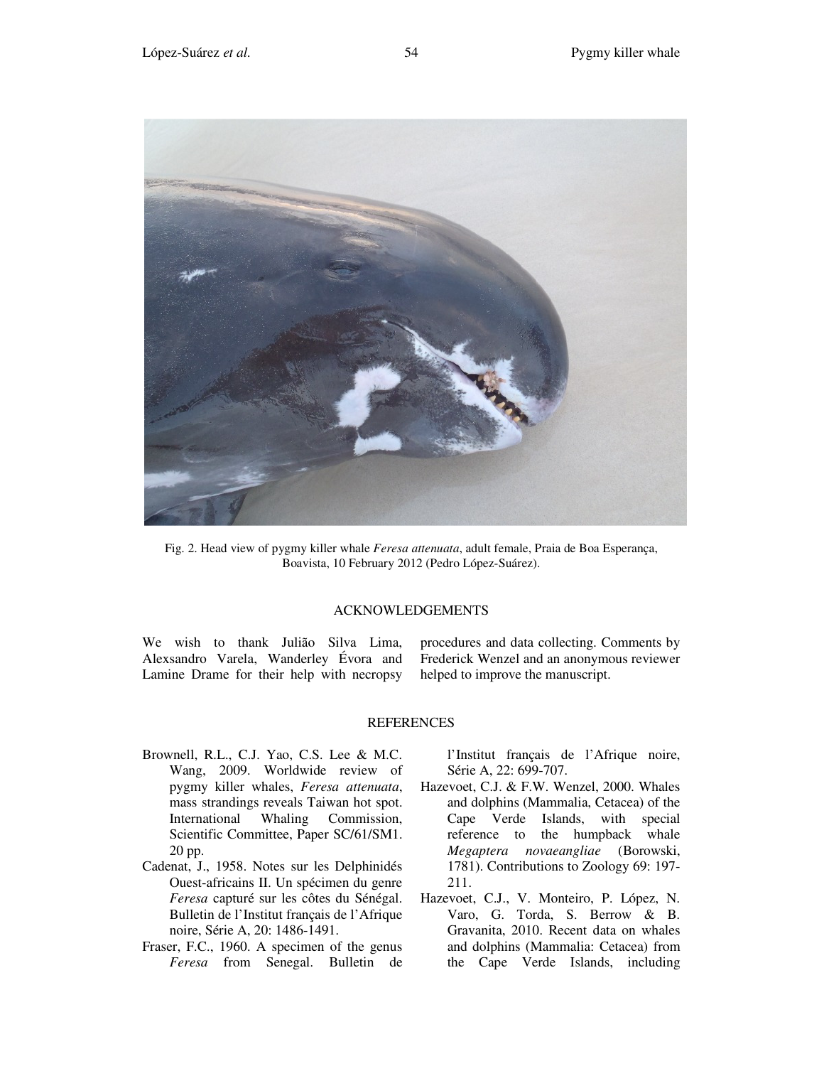Fig. 2. Head view of pygmy killer whale *Feresa attenuata*, adult female, Praia de Boa Esperança, Boavista, 10 February 2012 (Pedro López-Suárez).

## ACKNOWLEDGEMENTS

We wish to thank Julião Silva Lima, Alexsandro Varela, Wanderley Évora and Lamine Drame for their help with necropsy procedures and data collecting. Comments by Frederick Wenzel and an anonymous reviewer helped to improve the manuscript.

## REFERENCES

Brownell, R.L., C.J. Yao, C.S. Lee & M.C. Wang, 2009. Worldwide review of pygmy killer whales, *Feresa attenuata*, mass strandings reveals Taiwan hot spot. International Whaling Commission, Scientific Committee, Paper SC/61/SM1. 20 pp.

Cadenat, J., 1958. Notes sur les Delphinidés Ouest-africains II. Un spécimen du genre *Feresa* capturé sur les côtes du Sénégal. Bulletin de l'Institut français de l'Afrique noire, Série A, 20: 1486-1491.

Fraser, F.C., 1960. A specimen of the genus *Feresa* from Senegal. Bulletin de l'Institut français de l'Afrique noire, Série A, 22: 699-707.

Hazevoet, C.J. & F.W. Wenzel, 2000. Whales and dolphins (Mammalia, Cetacea) of the Cape Verde Islands, with special reference to the humpback whale *Megaptera novaeangliae* (Borowski, 1781). Contributions to Zoology 69: 197-211.

Hazevoet, C.J., V. Monteiro, P. López, N. Varo, G. Torda, S. Berrow & B. Gravanita, 2010. Recent data on whales and dolphins (Mammalia: Cetacea) from the Cape Verde Islands, including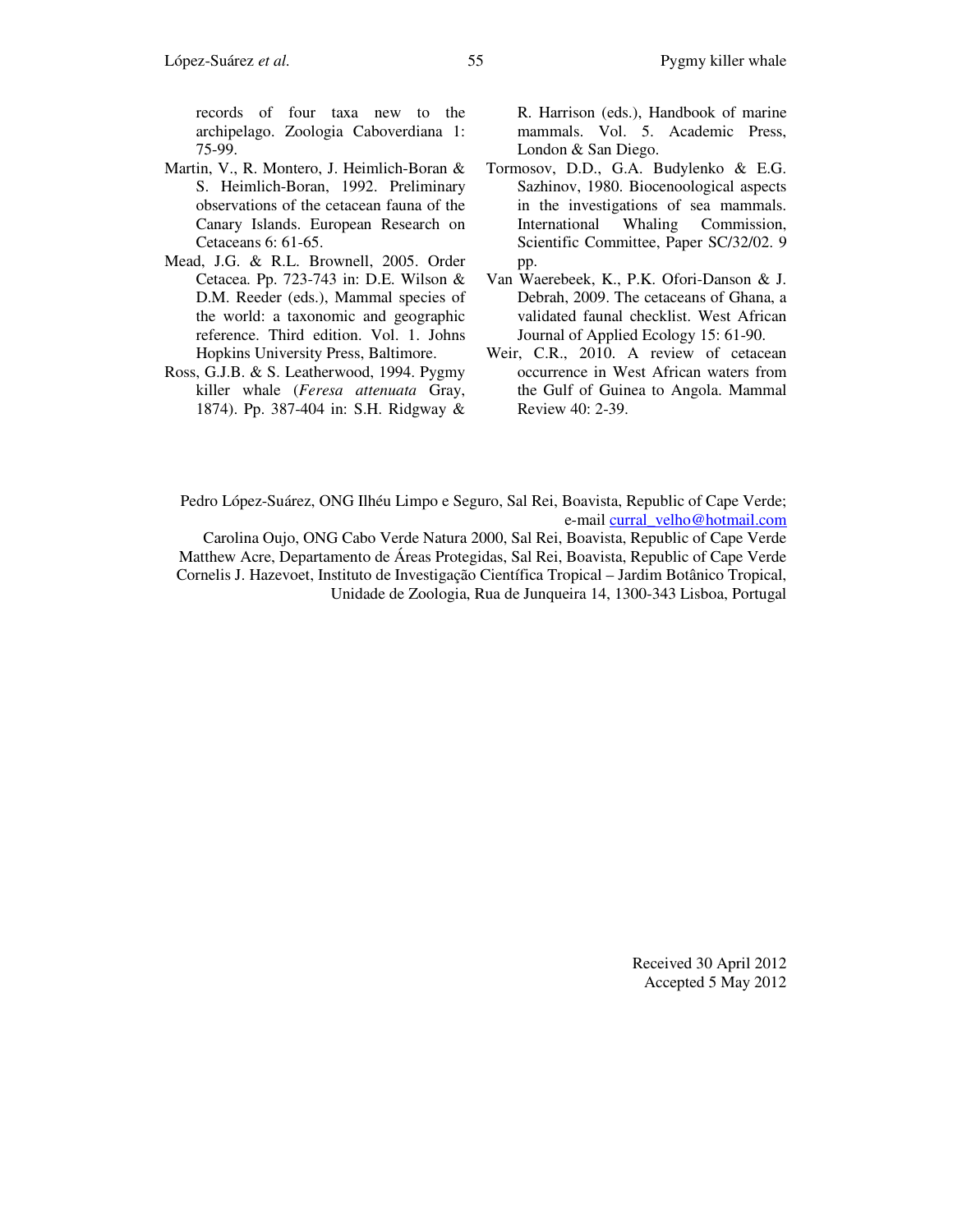records of four taxa new to the archipelago. Zoologia Caboverdiana 1: 75-99.

Martin, V., R. Montero, J. Heimlich-Boran & S. Heimlich-Boran, 1992. Preliminary observations of the cetacean fauna of the Canary Islands. European Research on Cetaceans 6: 61-65.

Mead, J.G. & R.L. Brownell, 2005. Order Cetacea. Pp. 723-743 in: D.E. Wilson & D.M. Reeder (eds.), Mammal species of the world: a taxonomic and geographic reference. Third edition. Vol. 1. Johns Hopkins University Press, Baltimore.

Ross, G.J.B. & S. Leatherwood, 1994. Pygmy killer whale (*Feresa attenuata* Gray, 1874). Pp. 387-404 in: S.H. Ridgway & R. Harrison (eds.), Handbook of marine mammals. Vol. 5. Academic Press, London & San Diego.

Tormosov, D.D., G.A. Budylenko & E.G. Sazhinov, 1980. Biocenoological aspects in the investigations of sea mammals. International Whaling Commission, Scientific Committee, Paper SC/32/02. 9 pp.

Van Waerebeek, K., P.K. Ofori-Danson & J. Debrah, 2009. The cetaceans of Ghana, a validated faunal checklist. West African Journal of Applied Ecology 15: 61-90.

Weir, C.R., 2010. A review of cetacean occurrence in West African waters from the Gulf of Guinea to Angola. Mammal Review 40: 2-39.

Pedro López-Suárez, ONG Ilhéu Limpo e Seguro, Sal Rei, Boavista, Republic of Cape Verde; e-mail curral_velho@hotmail.com

Carolina Oujo, ONG Cabo Verde Natura 2000, Sal Rei, Boavista, Republic of Cape Verde

Matthew Acre, Departamento de Áreas Protegidas, Sal Rei, Boavista, Republic of Cape Verde

Cornelis J. Hazevoet, Instituto de Investigação Científica Tropical – Jardim Botânico Tropical, Unidade de Zoologia, Rua de Junqueira 14, 1300-343 Lisboa, Portugal

Received 30 April 2012
Accepted 5 May 2012